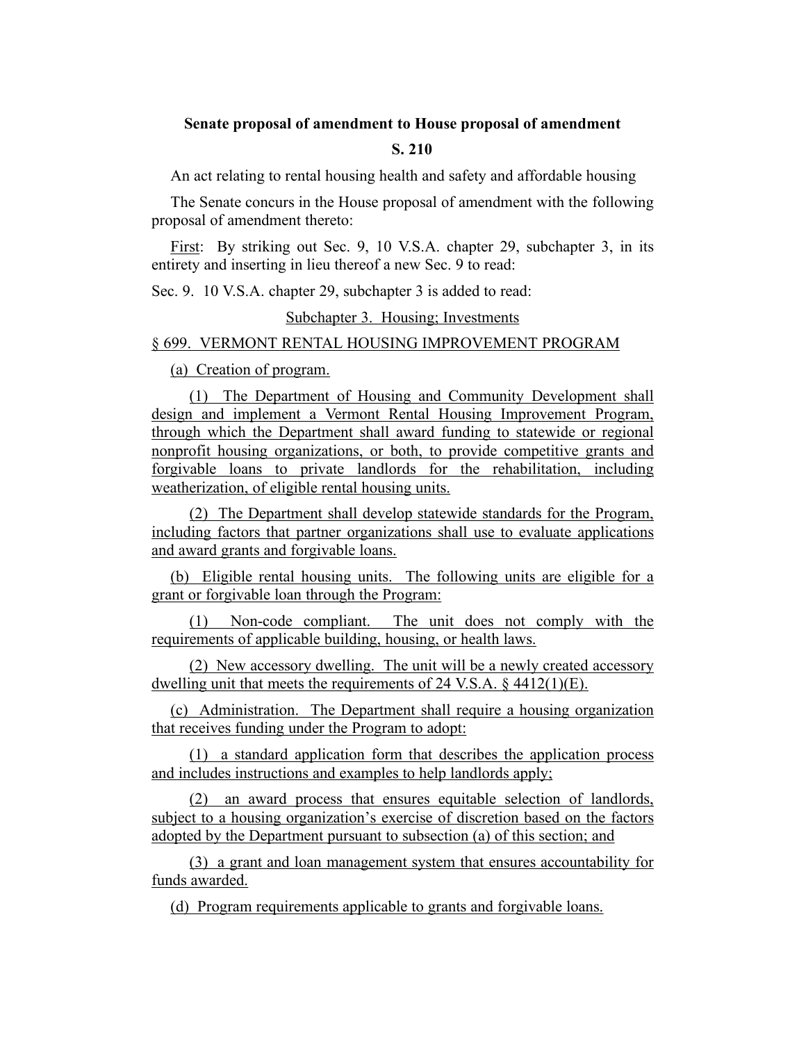**Senate proposal of amendment to House proposal of amendment**

**S. 210**

An act relating to rental housing health and safety and affordable housing

The Senate concurs in the House proposal of amendment with the following proposal of amendment thereto:

First: By striking out Sec. 9, 10 V.S.A. chapter 29, subchapter 3, in its entirety and inserting in lieu thereof a new Sec. 9 to read:

Sec. 9. 10 V.S.A. chapter 29, subchapter 3 is added to read:

Subchapter 3. Housing; Investments

§ 699. VERMONT RENTAL HOUSING IMPROVEMENT PROGRAM

(a) Creation of program.

(1) The Department of Housing and Community Development shall design and implement a Vermont Rental Housing Improvement Program, through which the Department shall award funding to statewide or regional nonprofit housing organizations, or both, to provide competitive grants and forgivable loans to private landlords for the rehabilitation, including weatherization, of eligible rental housing units.

(2) The Department shall develop statewide standards for the Program, including factors that partner organizations shall use to evaluate applications and award grants and forgivable loans.

(b) Eligible rental housing units. The following units are eligible for a grant or forgivable loan through the Program:

(1) Non-code compliant. The unit does not comply with the requirements of applicable building, housing, or health laws.

(2) New accessory dwelling. The unit will be a newly created accessory dwelling unit that meets the requirements of 24 V.S.A. § 4412(1)(E).

(c) Administration. The Department shall require a housing organization that receives funding under the Program to adopt:

(1) a standard application form that describes the application process and includes instructions and examples to help landlords apply;

(2) an award process that ensures equitable selection of landlords, subject to a housing organization's exercise of discretion based on the factors adopted by the Department pursuant to subsection (a) of this section; and

(3) a grant and loan management system that ensures accountability for funds awarded.

(d) Program requirements applicable to grants and forgivable loans.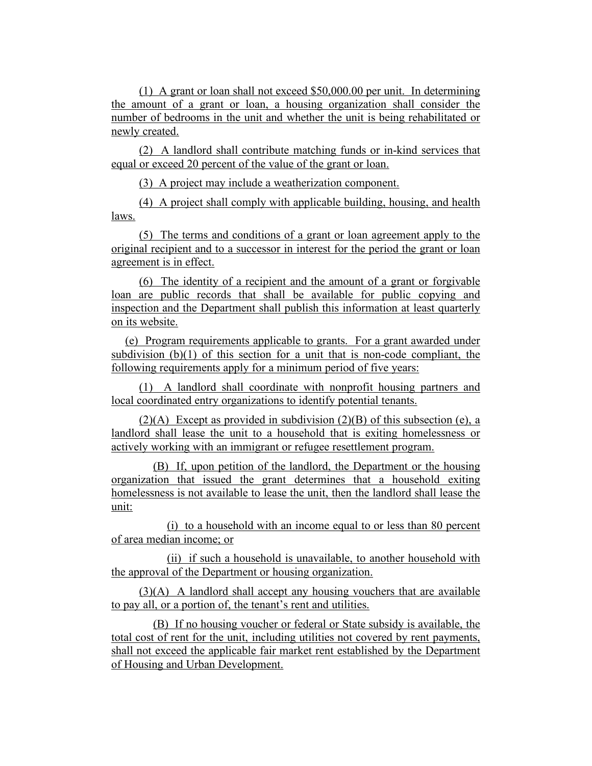(1) A grant or loan shall not exceed $50,000.00 per unit. In determining the amount of a grant or loan, a housing organization shall consider the number of bedrooms in the unit and whether the unit is being rehabilitated or newly created.

(2) A landlord shall contribute matching funds or in-kind services that equal or exceed 20 percent of the value of the grant or loan.

(3) A project may include a weatherization component.

(4) A project shall comply with applicable building, housing, and health laws.

(5) The terms and conditions of a grant or loan agreement apply to the original recipient and to a successor in interest for the period the grant or loan agreement is in effect.

(6) The identity of a recipient and the amount of a grant or forgivable loan are public records that shall be available for public copying and inspection and the Department shall publish this information at least quarterly on its website.

(e) Program requirements applicable to grants. For a grant awarded under subdivision (b)(1) of this section for a unit that is non-code compliant, the following requirements apply for a minimum period of five years:

(1) A landlord shall coordinate with nonprofit housing partners and local coordinated entry organizations to identify potential tenants.

(2)(A) Except as provided in subdivision (2)(B) of this subsection (e), a landlord shall lease the unit to a household that is exiting homelessness or actively working with an immigrant or refugee resettlement program.

(B) If, upon petition of the landlord, the Department or the housing organization that issued the grant determines that a household exiting homelessness is not available to lease the unit, then the landlord shall lease the unit:

(i) to a household with an income equal to or less than 80 percent of area median income; or

(ii) if such a household is unavailable, to another household with the approval of the Department or housing organization.

(3)(A) A landlord shall accept any housing vouchers that are available to pay all, or a portion of, the tenant's rent and utilities.

(B) If no housing voucher or federal or State subsidy is available, the total cost of rent for the unit, including utilities not covered by rent payments, shall not exceed the applicable fair market rent established by the Department of Housing and Urban Development.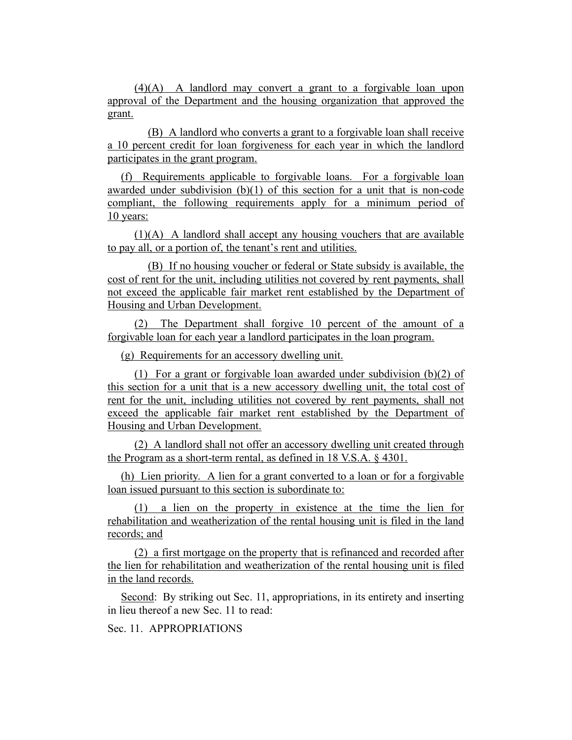(4)(A) A landlord may convert a grant to a forgivable loan upon approval of the Department and the housing organization that approved the grant.

(B) A landlord who converts a grant to a forgivable loan shall receive a 10 percent credit for loan forgiveness for each year in which the landlord participates in the grant program.

(f) Requirements applicable to forgivable loans. For a forgivable loan awarded under subdivision (b)(1) of this section for a unit that is non-code compliant, the following requirements apply for a minimum period of 10 years:

(1)(A) A landlord shall accept any housing vouchers that are available to pay all, or a portion of, the tenant's rent and utilities.

(B) If no housing voucher or federal or State subsidy is available, the cost of rent for the unit, including utilities not covered by rent payments, shall not exceed the applicable fair market rent established by the Department of Housing and Urban Development.

(2) The Department shall forgive 10 percent of the amount of a forgivable loan for each year a landlord participates in the loan program.

(g) Requirements for an accessory dwelling unit.

(1) For a grant or forgivable loan awarded under subdivision (b)(2) of this section for a unit that is a new accessory dwelling unit, the total cost of rent for the unit, including utilities not covered by rent payments, shall not exceed the applicable fair market rent established by the Department of Housing and Urban Development.

(2) A landlord shall not offer an accessory dwelling unit created through the Program as a short-term rental, as defined in 18 V.S.A. § 4301.

(h) Lien priority. A lien for a grant converted to a loan or for a forgivable loan issued pursuant to this section is subordinate to:

(1) a lien on the property in existence at the time the lien for rehabilitation and weatherization of the rental housing unit is filed in the land records; and

(2) a first mortgage on the property that is refinanced and recorded after the lien for rehabilitation and weatherization of the rental housing unit is filed in the land records.

Second: By striking out Sec. 11, appropriations, in its entirety and inserting in lieu thereof a new Sec. 11 to read:

Sec. 11. APPROPRIATIONS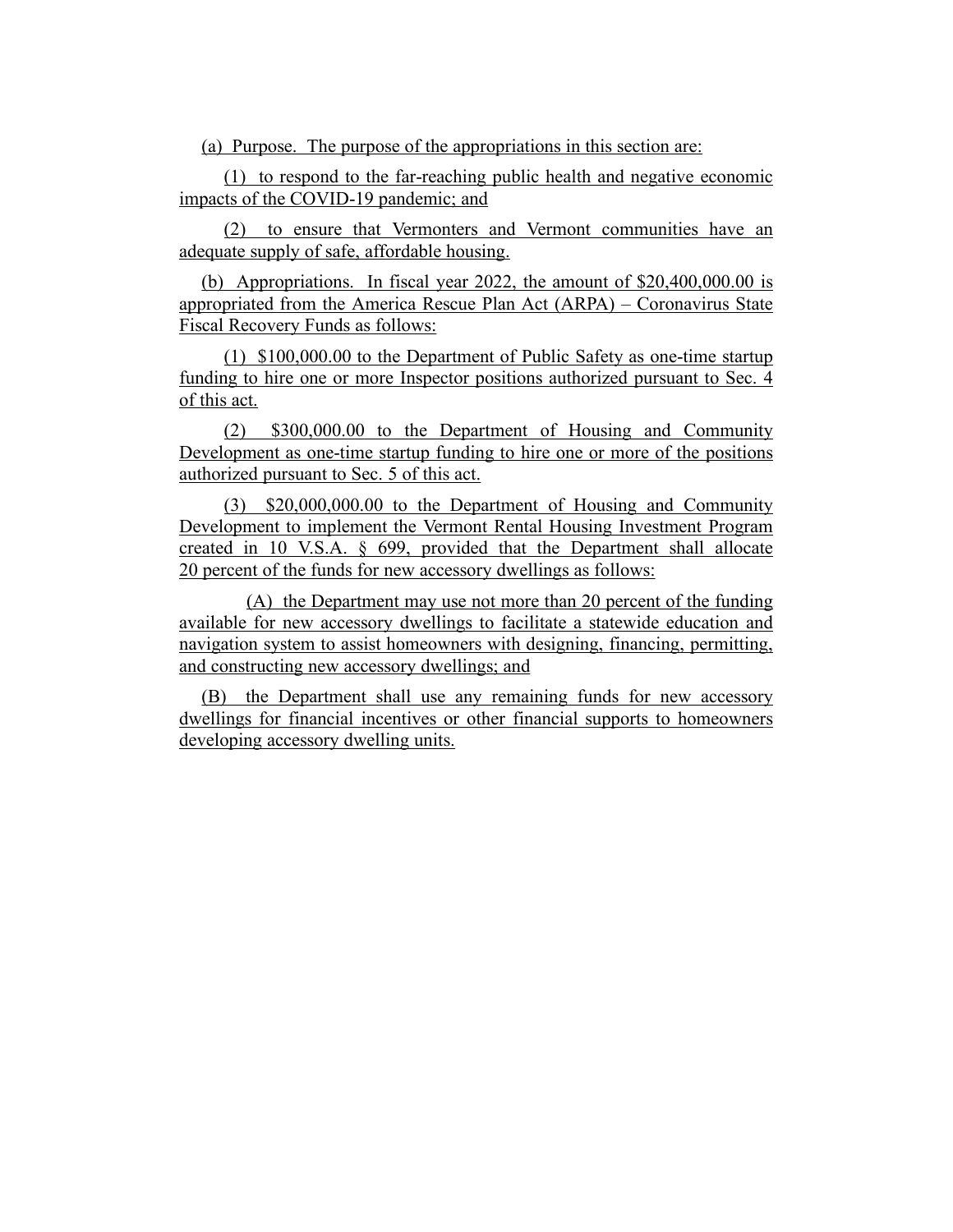(a) Purpose. The purpose of the appropriations in this section are:

(1) to respond to the far-reaching public health and negative economic impacts of the COVID-19 pandemic; and

(2) to ensure that Vermonters and Vermont communities have an adequate supply of safe, affordable housing.

(b) Appropriations. In fiscal year 2022, the amount of $20,400,000.00 is appropriated from the America Rescue Plan Act (ARPA) – Coronavirus State Fiscal Recovery Funds as follows:

(1) $100,000.00 to the Department of Public Safety as one-time startup funding to hire one or more Inspector positions authorized pursuant to Sec. 4 of this act.

(2) $300,000.00 to the Department of Housing and Community Development as one-time startup funding to hire one or more of the positions authorized pursuant to Sec. 5 of this act.

(3) $20,000,000.00 to the Department of Housing and Community Development to implement the Vermont Rental Housing Investment Program created in 10 V.S.A. § 699, provided that the Department shall allocate 20 percent of the funds for new accessory dwellings as follows:

(A) the Department may use not more than 20 percent of the funding available for new accessory dwellings to facilitate a statewide education and navigation system to assist homeowners with designing, financing, permitting, and constructing new accessory dwellings; and

(B) the Department shall use any remaining funds for new accessory dwellings for financial incentives or other financial supports to homeowners developing accessory dwelling units.